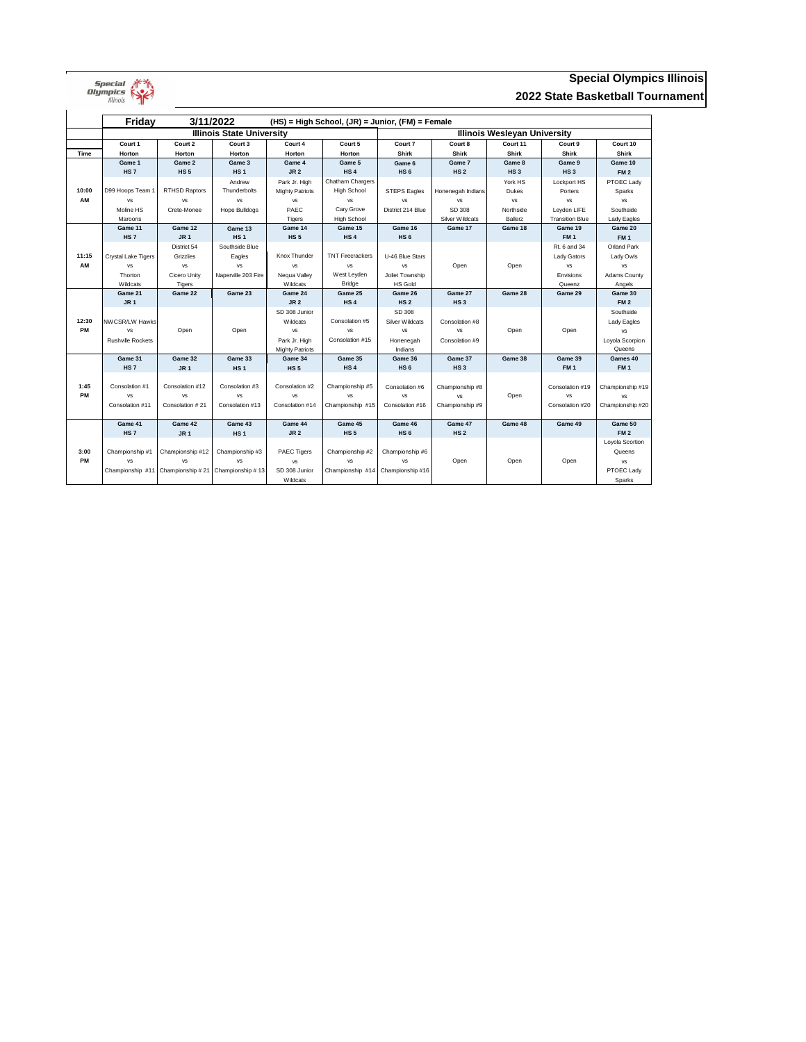# Special Olympics Illinois

## 2022 State Basketball Tournament

| Friday | 3/11/2022 | (HS) = High School, (JR) = Junior, (FM) = Female | | | | | | | |
|---|---|---|---|---|---|---|---|---|---|
| | Illinois State University | | | | | Illinois Wesleyan University | | | | |

| Time | Court 1 Horton | Court 2 Horton | Court 3 Horton | Court 4 Horton | Court 5 Horton | Court 7 Shirk | Court 8 Shirk | Court 11 Shirk | Court 9 Shirk | Court 10 Shirk |
|---|---|---|---|---|---|---|---|---|---|---|
| 10:00 AM | Game 1<br>HS 7<br>D99 Hoops Team 1 vs Moline HS Maroons | Game 2<br>HS 5<br>RTHSD Raptors vs Crete-Monee | Game 3<br>HS 1<br>Andrew Thunderbolts vs Hope Bulldogs | Game 4<br>JR 2<br>Park Jr. High Mighty Patriots vs PAEC Tigers | Game 5<br>HS 4<br>Chatham Chargers High School vs Cary Grove High School | Game 6<br>HS 6<br>STEPS Eagles vs District 214 Blue | Game 7<br>HS 2<br>Honenegah Indians vs SD 308 Silver Wildcats | Game 8<br>HS 3<br>York HS Dukes vs Northside Ballerz | Game 9<br>HS 3<br>Lockport HS Porters vs Leyden LIFE Transition Blue | Game 10<br>FM 2<br>PTOEC Lady Sparks vs Southside Lady Eagles |
| 11:15 AM | Game 11<br>HS 7<br>Crystal Lake Tigers vs Thorton Wildcats | Game 12<br>JR 1<br>District 54 Grizzlies vs Cicero Unity Tigers | Game 13<br>HS 1<br>Southside Blue Eagles vs Naperville 203 Fire | Game 14<br>HS 5<br>Knox Thunder vs Nequa Valley Wildcats | Game 15<br>HS 4<br>TNT Firecrackers vs West Leyden Bridge | Game 16<br>HS 6<br>U-46 Blue Stars vs Joliet Township HS Gold | Game 17<br>Open | Game 18<br>Open | Game 19<br>FM 1<br>Rt. 6 and 34 Lady Gators vs Envisions Queenz | Game 20<br>FM 1<br>Orland Park Lady Owls vs Adams County Angels |
| 12:30 PM | Game 21<br>JR 1<br>NWCSR/LW Hawks vs Rushville Rockets | Game 22<br>Open | Game 23<br>Open | Game 24<br>JR 2<br>SD 308 Junior Wildcats vs Park Jr. High Mighty Patriots | Game 25<br>HS 4<br>Consolation #5 vs Consolation #15 | Game 26<br>HS 2<br>SD 308 Silver Wildcats vs Honenegah Indians | Game 27<br>HS 3<br>Consolation #8 vs Consolation #9 | Game 28<br>Open | Game 29<br>Open | Game 30<br>FM 2<br>Southside Lady Eagles vs Loyola Scorpion Queens |
| 1:45 PM | Game 31<br>HS 7<br>Consolation #1 vs Consolation #11 | Game 32<br>JR 1<br>Consolation #12 vs Consolation # 21 | Game 33<br>HS 1<br>Consolation #3 vs Consolation #13 | Game 34<br>JR 2<br>Consolation #2 vs Consolation #14 | Game 35<br>HS 4<br>Championship #5 vs Championship #15 | Game 36<br>HS 6<br>Consolation #6 vs Consolation #16 | Game 37<br>HS 3<br>Championship #8 vs Championship #9 | Game 38<br>Open | Game 39<br>FM 1<br>Consolation #19 vs Consolation #20 | Games 40<br>FM 1<br>Championship #19 vs Championship #20 |
| 3:00 PM | Game 41<br>HS 7<br>Championship #1 vs Championship #11 | Game 42<br>JR 1<br>Championship #12 vs Championship # 21 | Game 43<br>HS 1<br>Championship #3 vs Championship # 13 | Game 44<br>JR 2<br>PAEC Tigers vs SD 308 Junior Wildcats | Game 45<br>HS 5<br>Championship #2 vs Championship #14 | Game 46<br>HS 6<br>Championship #6 vs Championship #16 | Game 47<br>HS 2<br>Open | Game 48<br>Open | Game 49<br>Open | Game 50<br>FM 2<br>Loyola Scortion Queens vs PTOEC Lady Sparks |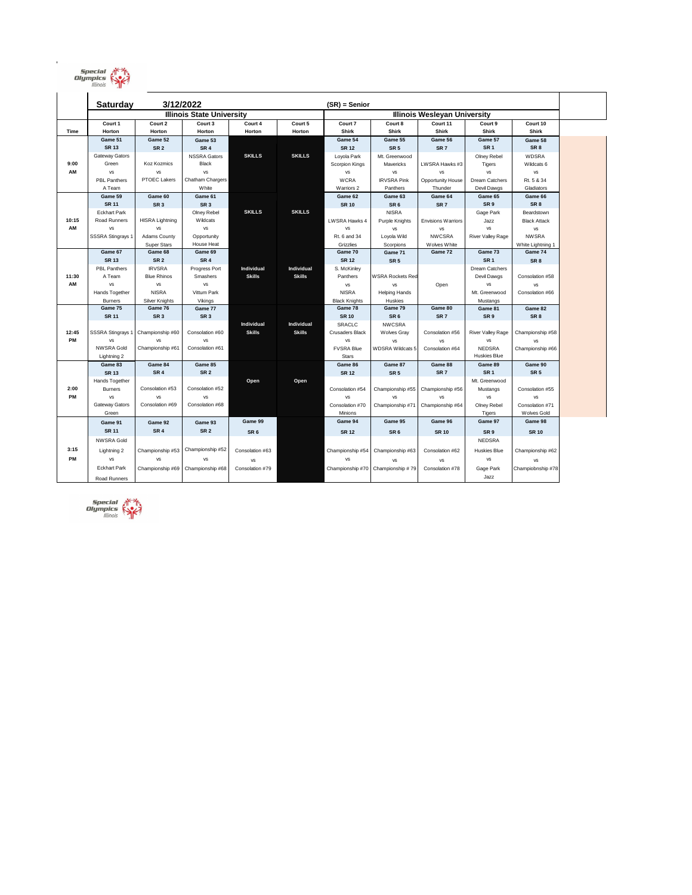| Saturday | 3/12/2022 | | | | | (SR) = Senior | | | | |
|---|---|---|---|---|---|---|---|---|---|---|
| | Illinois State University | | | | | Illinois Wesleyan University | | | | |
| | Court 1 | Court 2 | Court 3 | Court 4 | Court 5 | Court 7 | Court 8 | Court 11 | Court 9 | Court 10 |
| Time | Horton | Horton | Horton | Horton | Horton | Shirk | Shirk | Shirk | Shirk | Shirk |
| 9:00 AM | Game 51<br>SR 13<br>Gateway Gators<br>Green<br>vs<br>PBL Panthers<br>A Team | Game 52<br>SR 2<br>Koz Kozmics<br>vs<br>PTOEC Lakers | Game 53<br>SR 4<br>NSSRA Gators<br>Black<br>vs<br>Chatham Chargers<br>White | SKILLS | SKILLS | Game 54<br>SR 12<br>Loyola Park<br>Scorpion Kings<br>vs<br>WCRA<br>Warriors 2 | Game 55<br>SR 5<br>Mt. Greenwood<br>Mavericks<br>vs<br>IRVSRA Pink<br>Panthers | Game 56<br>SR 7<br>LWSRA Hawks #3<br>vs<br>Opportunity House<br>Thunder | Game 57<br>SR 1<br>Olney Rebel<br>Tigers<br>vs<br>Dream Catchers<br>Devil Dawgs | Game 58<br>SR 8<br>WDSRA<br>Wildcats 6<br>vs<br>Rt. 5 & 34<br>Gladiators |
| 10:15 AM | Game 59<br>SR 11<br>Eckhart Park<br>Road Runners<br>vs<br>SSSRA Stingrays 1 | Game 60<br>SR 3<br>HISRA Lightning<br>vs<br>Adams County<br>Super Stars | Game 61<br>SR 3<br>Olney Rebel<br>Wildcats<br>vs<br>Opportunity<br>House Heat | SKILLS | SKILLS | Game 62<br>SR 10<br>LWSRA Hawks 4<br>vs<br>Rt. 6 and 34<br>Grizzlies | Game 63<br>SR 6<br>NISRA<br>Purple Knights<br>vs<br>Loyola Wild<br>Scorpions | Game 64<br>SR 7<br>Envisions Warriors<br>vs<br>NWCSRA<br>Wolves White | Game 65<br>SR 9<br>Gage Park<br>Jazz<br>vs<br>River Valley Rage | Game 66<br>SR 8<br>Beardstown<br>Black Attack<br>vs<br>NWSRA<br>White Lightning 1 |
| 11:30 AM | Game 67<br>SR 13<br>PBL Panthers<br>A Team<br>vs<br>Hands Together<br>Burners | Game 68<br>SR 2<br>IRVSRA<br>Blue Rhinos<br>vs<br>NISRA<br>Silver Knights | Game 69<br>SR 4<br>Progress Port<br>Smashers<br>vs<br>Vittum Park<br>Vikings | Individual Skills | Individual Skills | Game 70<br>SR 12<br>S. McKinley<br>Panthers<br>vs<br>NISRA<br>Black Knights | Game 71<br>SR 5<br>WSRA Rockets Red<br>vs<br>Helping Hands<br>Huskies | Game 72<br>Open | Game 73<br>SR 1<br>Dream Catchers<br>Devil Dawgs<br>vs<br>Mt. Greenwood<br>Mustangs | Game 74<br>SR 8<br>Consolation #58<br>vs<br>Consolation #66 |
| 12:45 PM | Game 75<br>SR 11<br>SSSRA Stingrays 1<br>vs<br>NWSRA Gold<br>Lightning 2 | Game 76<br>SR 3<br>Championship #60<br>vs<br>Championship #61 | Game 77<br>SR 3<br>Consolation #60<br>vs<br>Consolation #61 | Individual Skills | Individual Skills | Game 78<br>SR 10<br>SRACLC<br>Crusaders Black<br>vs<br>FVSRA Blue<br>Stars | Game 79<br>SR 6<br>NWCSRA<br>Wolves Gray<br>vs<br>WDSRA Wildcats 5 | Game 80<br>SR 7<br>Consolation #56<br>vs<br>Consolation #64 | Game 81<br>SR 9<br>River Valley Rage<br>vs<br>NEDSRA<br>Huskies Blue | Game 82<br>SR 8<br>Championship #58<br>vs<br>Championship #66 |
| 2:00 PM | Game 83<br>SR 13<br>Hands Together<br>Burners<br>vs<br>Gateway Gators<br>Green | Game 84<br>SR 4<br>Consolation #53<br>vs<br>Consolation #69 | Game 85<br>SR 2<br>Consolation #52<br>vs<br>Consolation #68 | Open | Open | Game 86<br>SR 12<br>Consolation #54<br>vs<br>Consolation #70<br>Minions | Game 87<br>SR 5<br>Championship #55<br>vs<br>Championship #71 | Game 88<br>SR 7<br>Championship #56<br>vs<br>Championship #64 | Game 89<br>SR 1<br>Mt. Greenwood<br>Mustangs<br>vs<br>Olney Rebel<br>Tigers | Game 90<br>SR 5<br>Consolation #55<br>vs<br>Consolation #71<br>Wolves Gold |
| 3:15 PM | Game 91<br>SR 11<br>NWSRA Gold<br>Lightning 2<br>vs<br>Eckhart Park<br>Road Runners | Game 92<br>SR 4<br>Championship #53<br>vs<br>Championship #69 | Game 93<br>SR 2<br>Championship #52<br>vs<br>Championship #68 | Game 99<br>SR 6<br>Consolation #63<br>vs<br>Consolation #79 | | Game 94<br>SR 12<br>Championship #54<br>vs<br>Championship #70 | Game 95<br>SR 6<br>Championship #63<br>vs<br>Championship # 79 | Game 96<br>SR 10<br>Consolation #62<br>vs<br>Consolation #78 | Game 97<br>SR 9<br>NEDSRA<br>Huskies Blue<br>vs<br>Gage Park<br>Jazz | Game 98<br>SR 10<br>Championship #62<br>vs<br>Champiobnship #78 |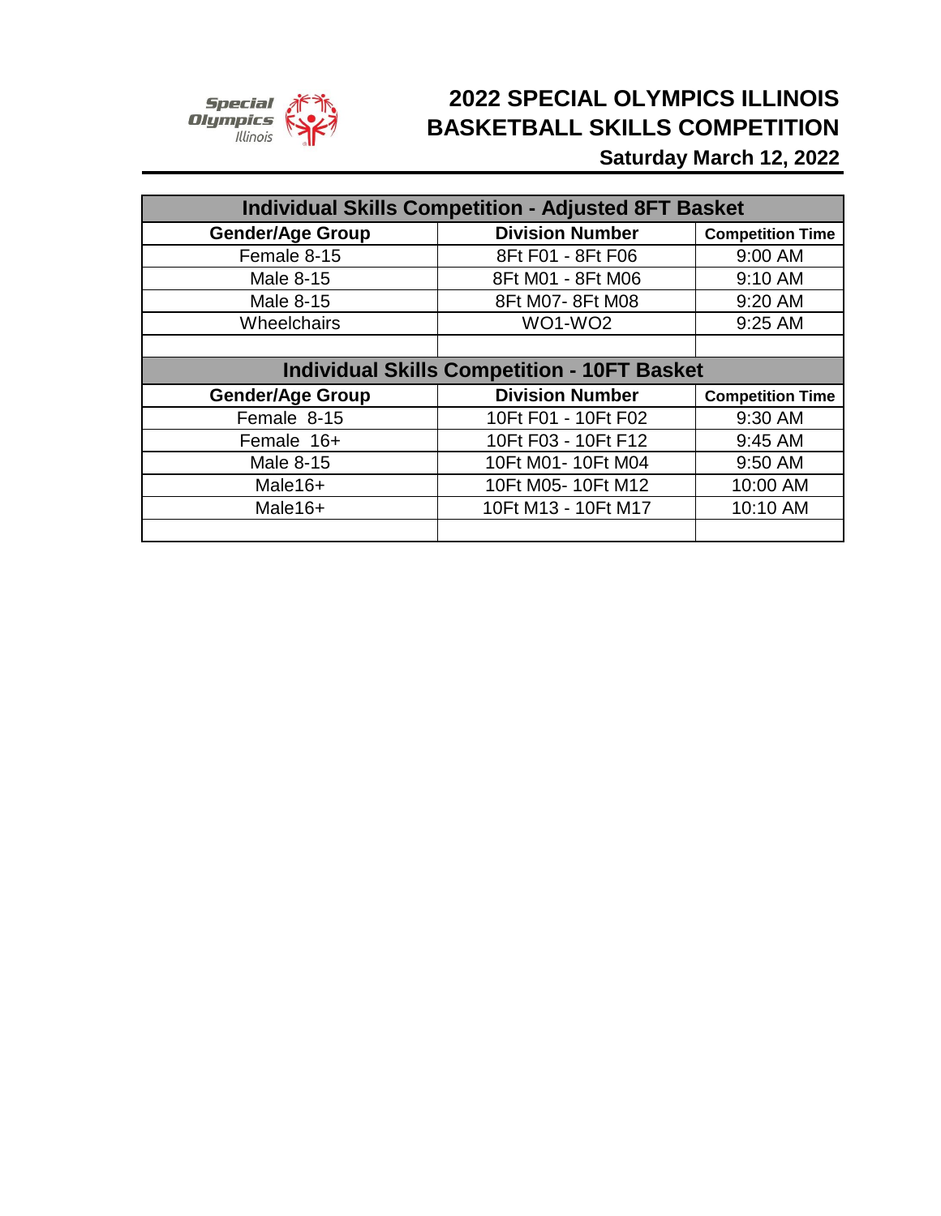# 2022 SPECIAL OLYMPICS ILLINOIS BASKETBALL SKILLS COMPETITION

**Saturday March 12, 2022**

| Individual Skills Competition - Adjusted 8FT Basket | | |
|---|---|---|
| **Gender/Age Group** | **Division Number** | **Competition Time** |
| Female 8-15 | 8Ft F01 - 8Ft F06 | 9:00 AM |
| Male 8-15 | 8Ft M01 - 8Ft M06 | 9:10 AM |
| Male 8-15 | 8Ft M07- 8Ft M08 | 9:20 AM |
| Wheelchairs | WO1-WO2 | 9:25 AM |
| | | |
| **Individual Skills Competition - 10FT Basket** | | |
| **Gender/Age Group** | **Division Number** | **Competition Time** |
| Female 8-15 | 10Ft F01 - 10Ft F02 | 9:30 AM |
| Female 16+ | 10Ft F03 - 10Ft F12 | 9:45 AM |
| Male 8-15 | 10Ft M01- 10Ft M04 | 9:50 AM |
| Male16+ | 10Ft M05- 10Ft M12 | 10:00 AM |
| Male16+ | 10Ft M13 - 10Ft M17 | 10:10 AM |
| | | |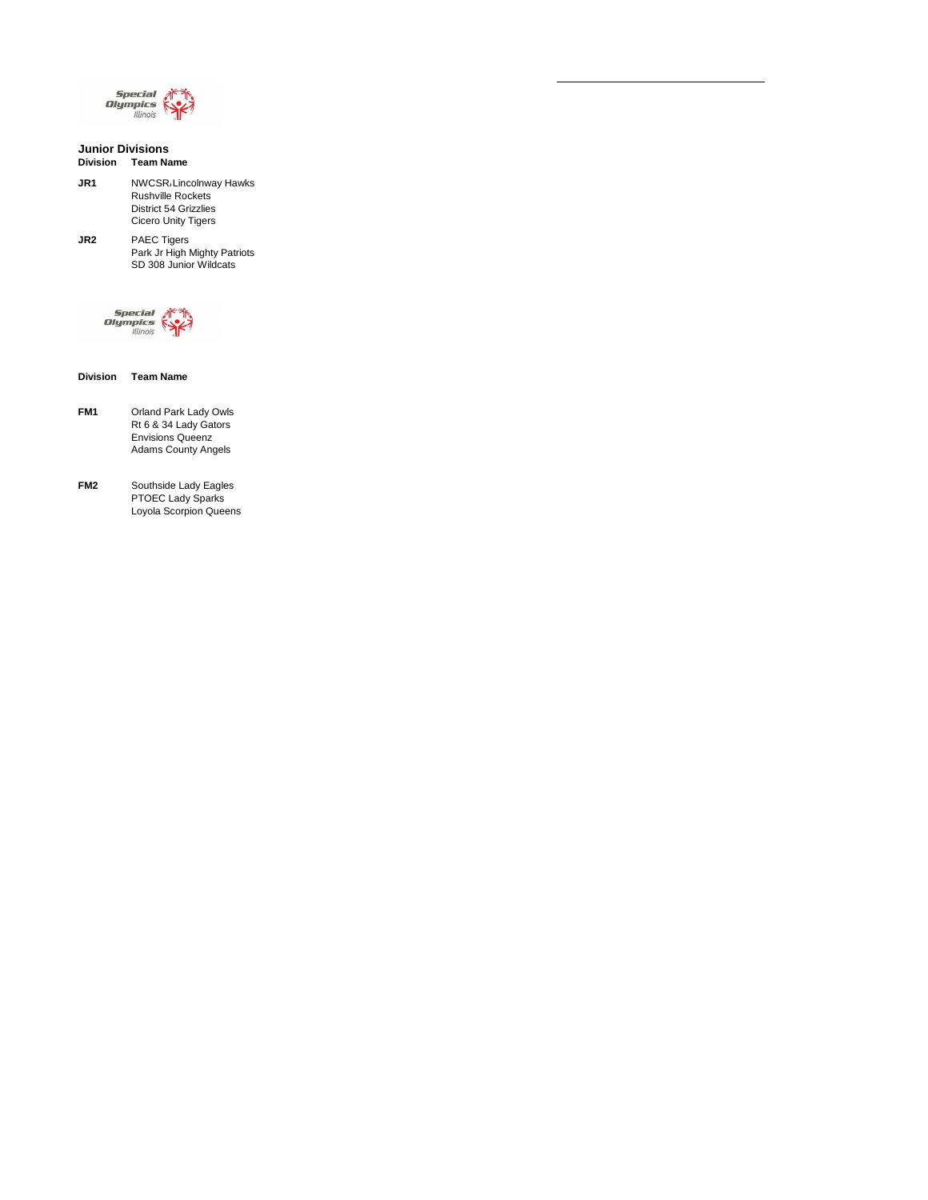## Junior Divisions

| Division | Team Name |
|---|---|
| JR1 | NWCSR/Lincolnway Hawks |
| | Rushville Rockets |
| | District 54 Grizzlies |
| | Cicero Unity Tigers |
| JR2 | PAEC Tigers |
| | Park Jr High Mighty Patriots |
| | SD 308 Junior Wildcats |

| Division | Team Name |
|---|---|
| FM1 | Orland Park Lady Owls |
| | Rt 6 & 34 Lady Gators |
| | Envisions Queenz |
| | Adams County Angels |
| FM2 | Southside Lady Eagles |
| | PTOEC Lady Sparks |
| | Loyola Scorpion Queens |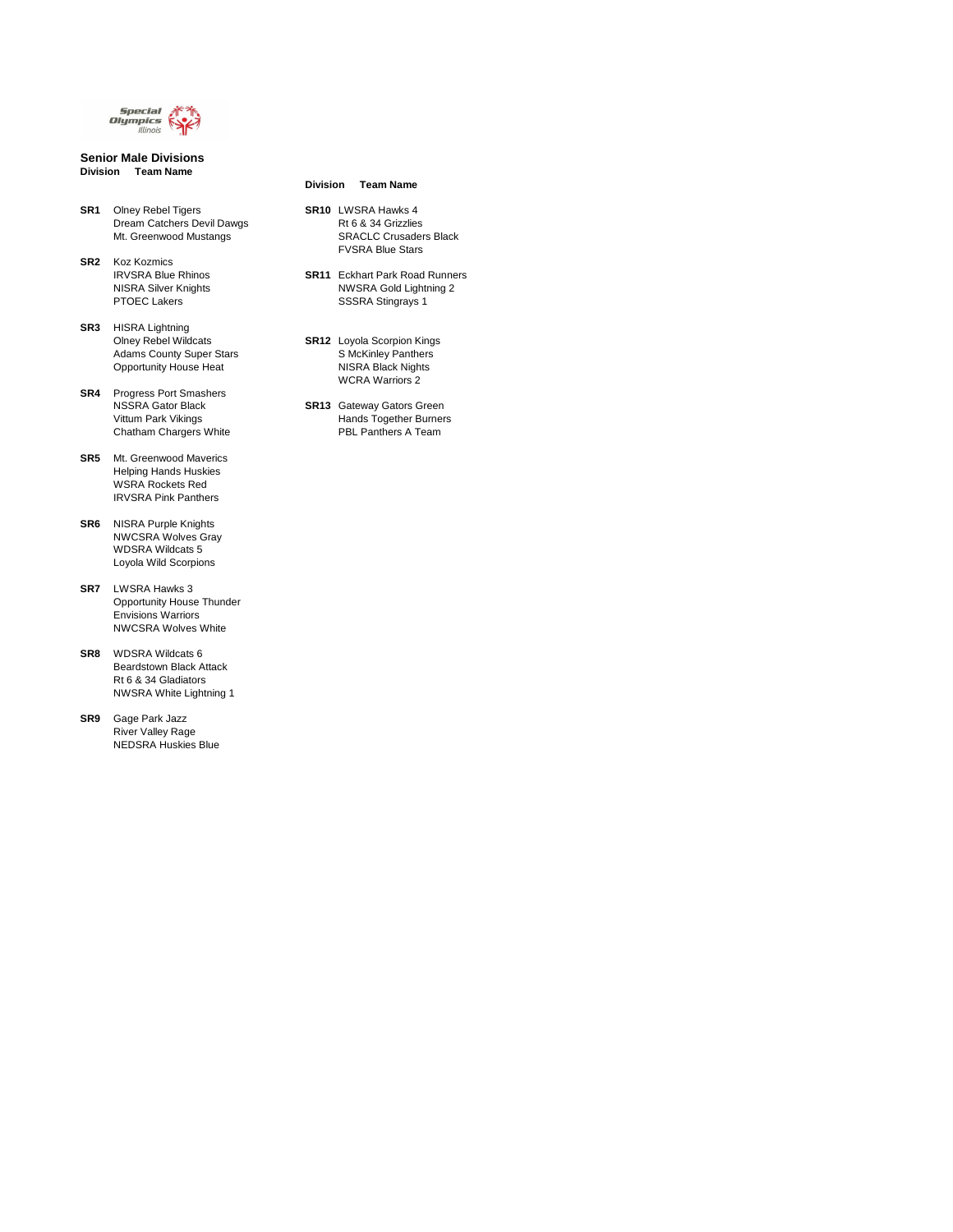## Senior Male Divisions

| Division | Team Name |
| --- | --- |
| **SR1** | Olney Rebel Tigers |
| | Dream Catchers Devil Dawgs |
| | Mt. Greenwood Mustangs |
| **SR2** | Koz Kozmics |
| | IRVSRA Blue Rhinos |
| | NISRA Silver Knights |
| | PTOEC Lakers |
| **SR3** | HISRA Lightning |
| | Olney Rebel Wildcats |
| | Adams County Super Stars |
| | Opportunity House Heat |
| **SR4** | Progress Port Smashers |
| | NSSRA Gator Black |
| | Vittum Park Vikings |
| | Chatham Chargers White |
| **SR5** | Mt. Greenwood Maverics |
| | Helping Hands Huskies |
| | WSRA Rockets Red |
| | IRVSRA Pink Panthers |
| **SR6** | NISRA Purple Knights |
| | NWCSRA Wolves Gray |
| | WDSRA Wildcats 5 |
| | Loyola Wild Scorpions |
| **SR7** | LWSRA Hawks 3 |
| | Opportunity House Thunder |
| | Envisions Warriors |
| | NWCSRA Wolves White |
| **SR8** | WDSRA Wildcats 6 |
| | Beardstown Black Attack |
| | Rt 6 & 34 Gladiators |
| | NWSRA White Lightning 1 |
| **SR9** | Gage Park Jazz |
| | River Valley Rage |
| | NEDSRA Huskies Blue |

| Division | Team Name |
| --- | --- |
| **SR10** | LWSRA Hawks 4 |
| | Rt 6 & 34 Grizzlies |
| | SRACLC Crusaders Black |
| | FVSRA Blue Stars |
| **SR11** | Eckhart Park Road Runners |
| | NWSRA Gold Lightning 2 |
| | SSSRA Stingrays 1 |
| **SR12** | Loyola Scorpion Kings |
| | S McKinley Panthers |
| | NISRA Black Nights |
| | WCRA Warriors 2 |
| **SR13** | Gateway Gators Green |
| | Hands Together Burners |
| | PBL Panthers A Team |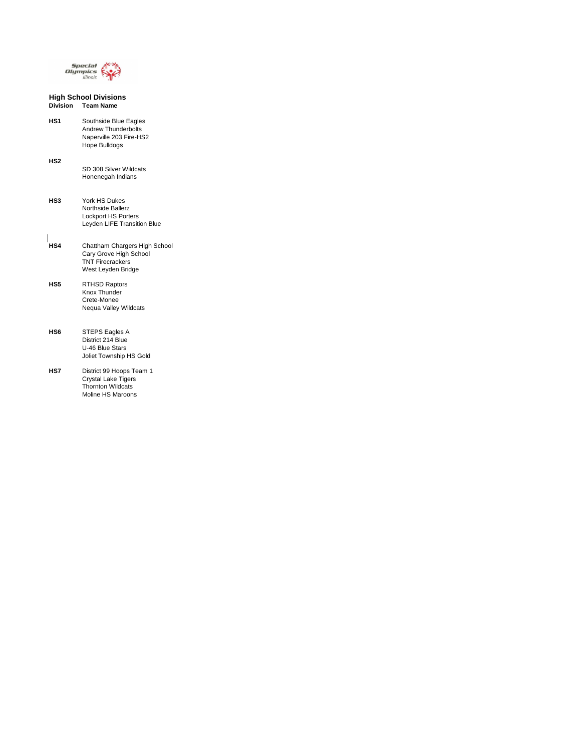## High School Divisions

| Division | Team Name |
|---|---|
| **HS1** | Southside Blue Eagles<br>Andrew Thunderbolts<br>Naperville 203 Fire-HS2<br>Hope Bulldogs |
| **HS2** | SD 308 Silver Wildcats<br>Honenegah Indians |
| **HS3** | York HS Dukes<br>Northside Ballerz<br>Lockport HS Porters<br>Leyden LIFE Transition Blue |
| **HS4** | Chattham Chargers High School<br>Cary Grove High School<br>TNT Firecrackers<br>West Leyden Bridge |
| **HS5** | RTHSD Raptors<br>Knox Thunder<br>Crete-Monee<br>Nequa Valley Wildcats |
| **HS6** | STEPS Eagles A<br>District 214 Blue<br>U-46 Blue Stars<br>Joliet Township HS Gold |
| **HS7** | District 99 Hoops Team 1<br>Crystal Lake Tigers<br>Thornton Wildcats<br>Moline HS Maroons |